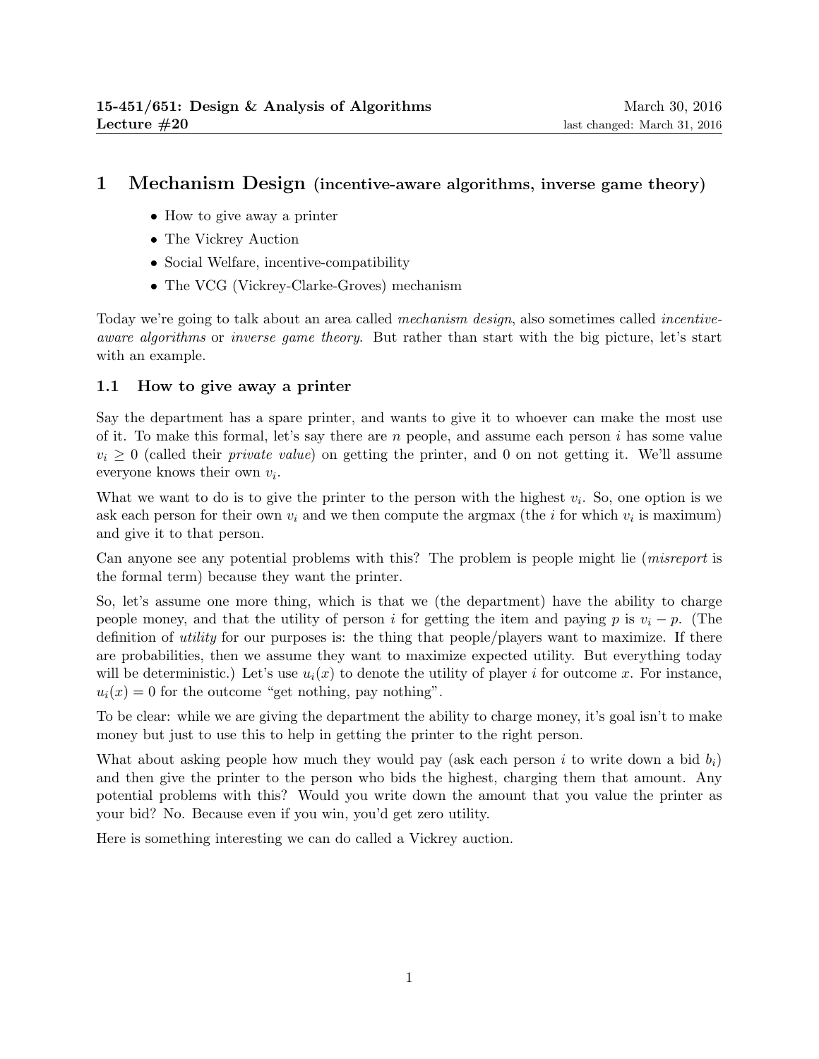**15-451/651: Design & Analysis of Algorithms** March 30, 2016
**Lecture #20** last changed: March 31, 2016

# 1 Mechanism Design (incentive-aware algorithms, inverse game theory)

- How to give away a printer
- The Vickrey Auction
- Social Welfare, incentive-compatibility
- The VCG (Vickrey-Clarke-Groves) mechanism

Today we're going to talk about an area called *mechanism design*, also sometimes called *incentive-aware algorithms* or *inverse game theory*. But rather than start with the big picture, let's start with an example.

## 1.1 How to give away a printer

Say the department has a spare printer, and wants to give it to whoever can make the most use of it. To make this formal, let's say there are $n$ people, and assume each person $i$ has some value $v_i \geq 0$ (called their *private value*) on getting the printer, and 0 on not getting it. We'll assume everyone knows their own $v_i$.

What we want to do is to give the printer to the person with the highest $v_i$. So, one option is we ask each person for their own $v_i$ and we then compute the argmax (the $i$ for which $v_i$ is maximum) and give it to that person.

Can anyone see any potential problems with this? The problem is people might lie (*misreport* is the formal term) because they want the printer.

So, let's assume one more thing, which is that we (the department) have the ability to charge people money, and that the utility of person $i$ for getting the item and paying $p$ is $v_i - p$. (The definition of *utility* for our purposes is: the thing that people/players want to maximize. If there are probabilities, then we assume they want to maximize expected utility. But everything today will be deterministic.) Let's use $u_i(x)$ to denote the utility of player $i$ for outcome $x$. For instance, $u_i(x) = 0$ for the outcome "get nothing, pay nothing".

To be clear: while we are giving the department the ability to charge money, it's goal isn't to make money but just to use this to help in getting the printer to the right person.

What about asking people how much they would pay (ask each person $i$ to write down a bid $b_i$) and then give the printer to the person who bids the highest, charging them that amount. Any potential problems with this? Would you write down the amount that you value the printer as your bid? No. Because even if you win, you'd get zero utility.

Here is something interesting we can do called a Vickrey auction.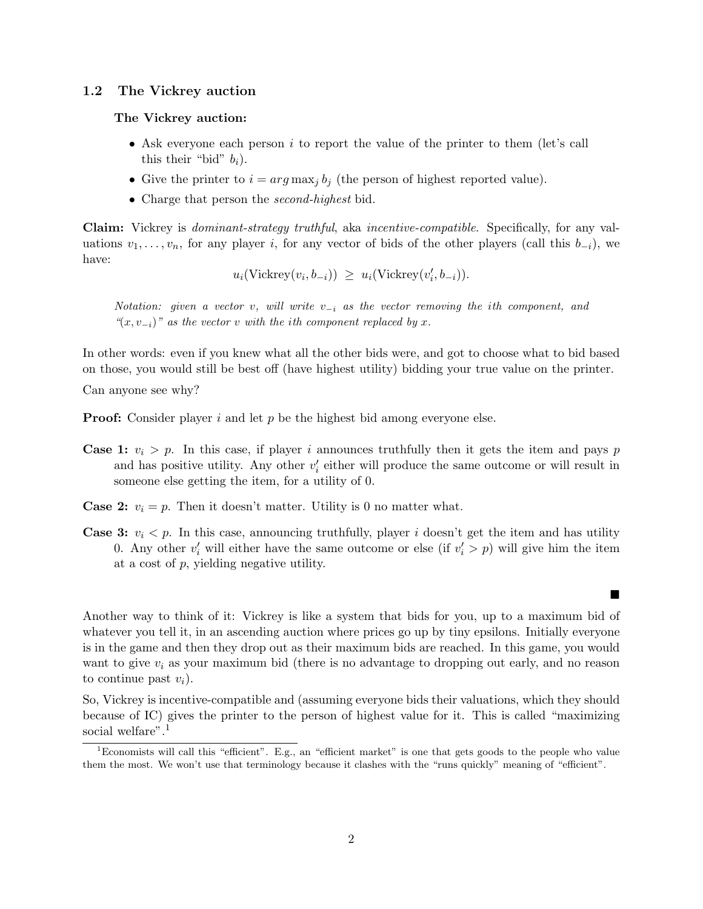## 1.2 The Vickrey auction

**The Vickrey auction:**

- Ask everyone each person $i$ to report the value of the printer to them (let's call this their "bid" $b_i$).
- Give the printer to $i = arg\max_j b_j$ (the person of highest reported value).
- Charge that person the *second-highest* bid.

**Claim:** Vickrey is *dominant-strategy truthful*, aka *incentive-compatible*. Specifically, for any valuations $v_1, \ldots, v_n$, for any player $i$, for any vector of bids of the other players (call this $b_{-i}$), we have:

$$u_i(\text{Vickrey}(v_i, b_{-i})) \;\geq\; u_i(\text{Vickrey}(v_i', b_{-i})).$$

*Notation: given a vector $v$, will write $v_{-i}$ as the vector removing the ith component, and "$(x, v_{-i})$" as the vector $v$ with the ith component replaced by $x$.*

In other words: even if you knew what all the other bids were, and got to choose what to bid based on those, you would still be best off (have highest utility) bidding your true value on the printer.

Can anyone see why?

**Proof:** Consider player $i$ and let $p$ be the highest bid among everyone else.

**Case 1:** $v_i > p$. In this case, if player $i$ announces truthfully then it gets the item and pays $p$ and has positive utility. Any other $v_i'$ either will produce the same outcome or will result in someone else getting the item, for a utility of 0.

**Case 2:** $v_i = p$. Then it doesn't matter. Utility is 0 no matter what.

**Case 3:** $v_i < p$. In this case, announcing truthfully, player $i$ doesn't get the item and has utility 0. Any other $v_i'$ will either have the same outcome or else (if $v_i' > p$) will give him the item at a cost of $p$, yielding negative utility.

■

Another way to think of it: Vickrey is like a system that bids for you, up to a maximum bid of whatever you tell it, in an ascending auction where prices go up by tiny epsilons. Initially everyone is in the game and then they drop out as their maximum bids are reached. In this game, you would want to give $v_i$ as your maximum bid (there is no advantage to dropping out early, and no reason to continue past $v_i$).

So, Vickrey is incentive-compatible and (assuming everyone bids their valuations, which they should because of IC) gives the printer to the person of highest value for it. This is called "maximizing social welfare".[1]

[1] Economists will call this "efficient". E.g., an "efficient market" is one that gets goods to the people who value them the most. We won't use that terminology because it clashes with the "runs quickly" meaning of "efficient".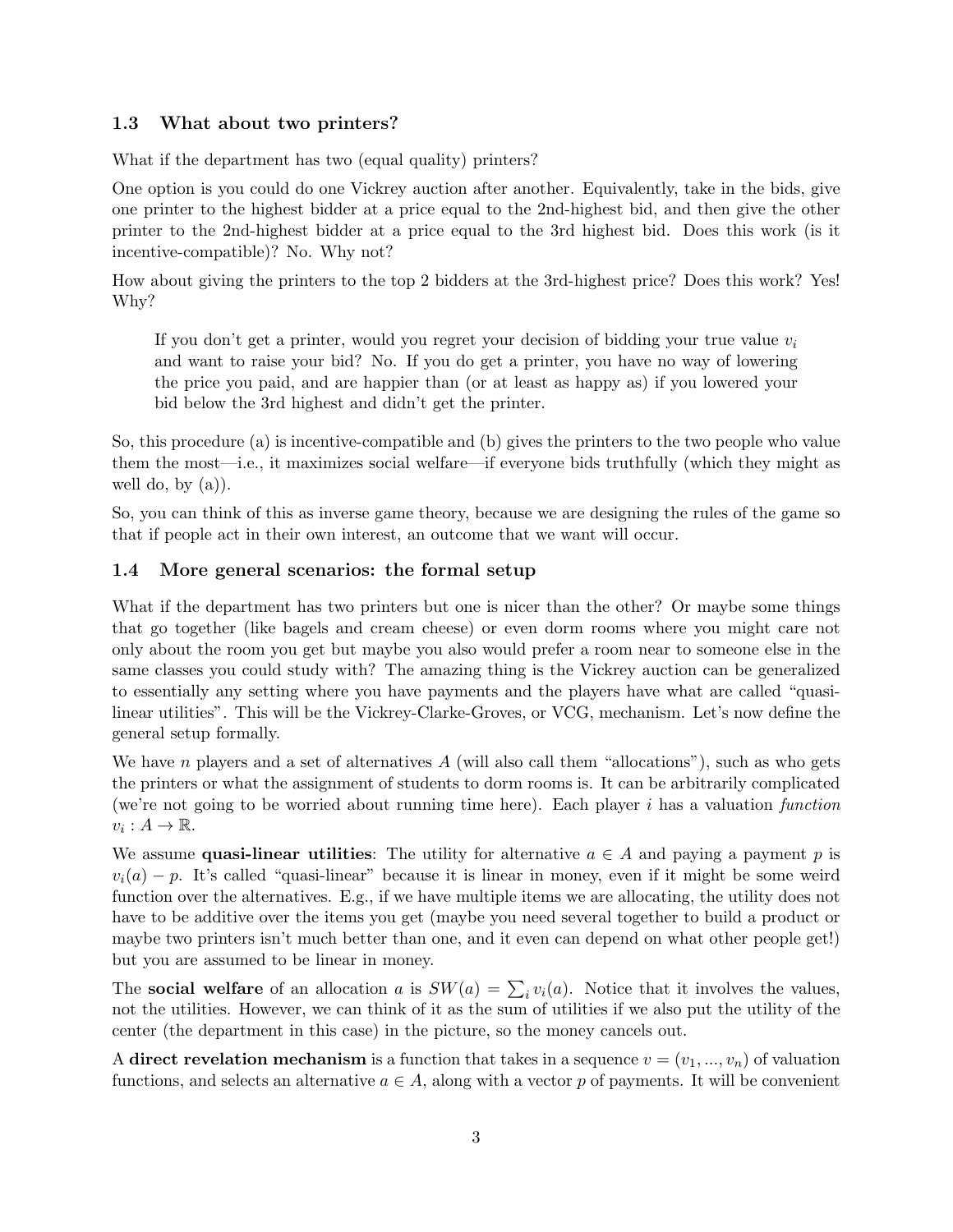### 1.3 What about two printers?

What if the department has two (equal quality) printers?

One option is you could do one Vickrey auction after another. Equivalently, take in the bids, give one printer to the highest bidder at a price equal to the 2nd-highest bid, and then give the other printer to the 2nd-highest bidder at a price equal to the 3rd highest bid. Does this work (is it incentive-compatible)? No. Why not?

How about giving the printers to the top 2 bidders at the 3rd-highest price? Does this work? Yes! Why?

> If you don't get a printer, would you regret your decision of bidding your true value $v_i$ and want to raise your bid? No. If you do get a printer, you have no way of lowering the price you paid, and are happier than (or at least as happy as) if you lowered your bid below the 3rd highest and didn't get the printer.

So, this procedure (a) is incentive-compatible and (b) gives the printers to the two people who value them the most—i.e., it maximizes social welfare—if everyone bids truthfully (which they might as well do, by (a)).

So, you can think of this as inverse game theory, because we are designing the rules of the game so that if people act in their own interest, an outcome that we want will occur.

### 1.4 More general scenarios: the formal setup

What if the department has two printers but one is nicer than the other? Or maybe some things that go together (like bagels and cream cheese) or even dorm rooms where you might care not only about the room you get but maybe you also would prefer a room near to someone else in the same classes you could study with? The amazing thing is the Vickrey auction can be generalized to essentially any setting where you have payments and the players have what are called "quasi-linear utilities". This will be the Vickrey-Clarke-Groves, or VCG, mechanism. Let's now define the general setup formally.

We have $n$ players and a set of alternatives $A$ (will also call them "allocations"), such as who gets the printers or what the assignment of students to dorm rooms is. It can be arbitrarily complicated (we're not going to be worried about running time here). Each player $i$ has a valuation *function* $v_i : A \to \mathbb{R}$.

We assume **quasi-linear utilities**: The utility for alternative $a \in A$ and paying a payment $p$ is $v_i(a) - p$. It's called "quasi-linear" because it is linear in money, even if it might be some weird function over the alternatives. E.g., if we have multiple items we are allocating, the utility does not have to be additive over the items you get (maybe you need several together to build a product or maybe two printers isn't much better than one, and it even can depend on what other people get!) but you are assumed to be linear in money.

The **social welfare** of an allocation $a$ is $SW(a) = \sum_i v_i(a)$. Notice that it involves the values, not the utilities. However, we can think of it as the sum of utilities if we also put the utility of the center (the department in this case) in the picture, so the money cancels out.

A **direct revelation mechanism** is a function that takes in a sequence $v = (v_1, ..., v_n)$ of valuation functions, and selects an alternative $a \in A$, along with a vector $p$ of payments. It will be convenient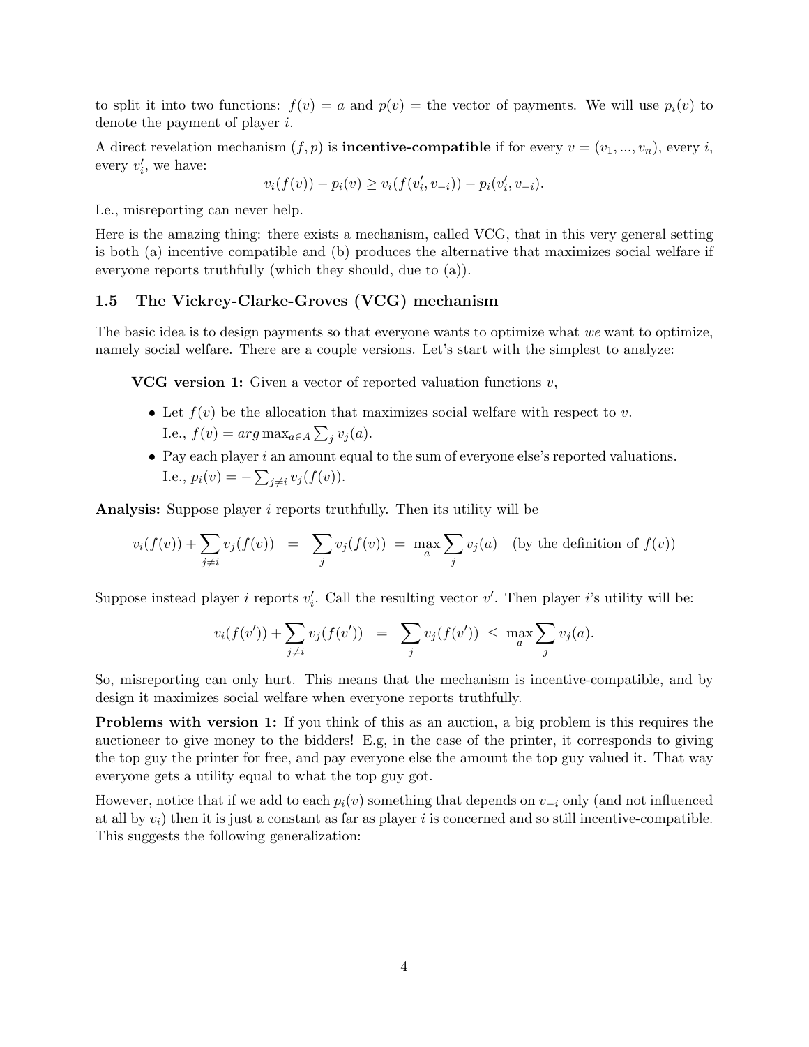to split it into two functions: $f(v) = a$ and $p(v) =$ the vector of payments. We will use $p_i(v)$ to denote the payment of player $i$.

A direct revelation mechanism $(f, p)$ is **incentive-compatible** if for every $v = (v_1, ..., v_n)$, every $i$, every $v_i'$, we have:

$$v_i(f(v)) - p_i(v) \geq v_i(f(v_i', v_{-i})) - p_i(v_i', v_{-i}).$$

I.e., misreporting can never help.

Here is the amazing thing: there exists a mechanism, called VCG, that in this very general setting is both (a) incentive compatible and (b) produces the alternative that maximizes social welfare if everyone reports truthfully (which they should, due to (a)).

### 1.5 The Vickrey-Clarke-Groves (VCG) mechanism

The basic idea is to design payments so that everyone wants to optimize what *we* want to optimize, namely social welfare. There are a couple versions. Let's start with the simplest to analyze:

**VCG version 1:** Given a vector of reported valuation functions $v$,

- Let $f(v)$ be the allocation that maximizes social welfare with respect to $v$. I.e., $f(v) = arg\max_{a \in A} \sum_j v_j(a)$.
- Pay each player $i$ an amount equal to the sum of everyone else's reported valuations. I.e., $p_i(v) = -\sum_{j \neq i} v_j(f(v))$.

**Analysis:** Suppose player $i$ reports truthfully. Then its utility will be

$$v_i(f(v)) + \sum_{j \neq i} v_j(f(v)) \;\; = \;\; \sum_j v_j(f(v)) \; = \; \max_a \sum_j v_j(a) \quad \text{(by the definition of } f(v))$$

Suppose instead player $i$ reports $v_i'$. Call the resulting vector $v'$. Then player $i$'s utility will be:

$$v_i(f(v')) + \sum_{j \neq i} v_j(f(v')) \;\; = \;\; \sum_j v_j(f(v')) \; \leq \; \max_a \sum_j v_j(a).$$

So, misreporting can only hurt. This means that the mechanism is incentive-compatible, and by design it maximizes social welfare when everyone reports truthfully.

**Problems with version 1:** If you think of this as an auction, a big problem is this requires the auctioneer to give money to the bidders! E.g, in the case of the printer, it corresponds to giving the top guy the printer for free, and pay everyone else the amount the top guy valued it. That way everyone gets a utility equal to what the top guy got.

However, notice that if we add to each $p_i(v)$ something that depends on $v_{-i}$ only (and not influenced at all by $v_i$) then it is just a constant as far as player $i$ is concerned and so still incentive-compatible. This suggests the following generalization: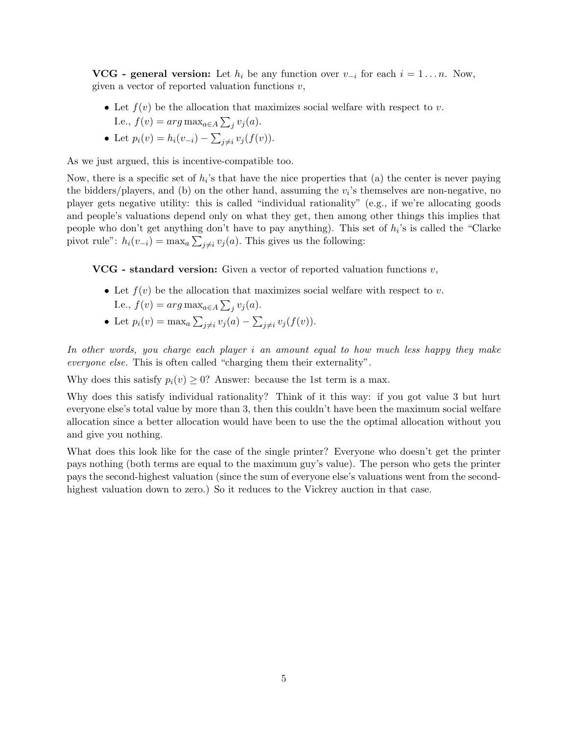**VCG - general version:** Let $h_i$ be any function over $v_{-i}$ for each $i = 1 \ldots n$. Now, given a vector of reported valuation functions $v$,

- Let $f(v)$ be the allocation that maximizes social welfare with respect to $v$. I.e., $f(v) = arg\max_{a \in A} \sum_j v_j(a)$.
- Let $p_i(v) = h_i(v_{-i}) - \sum_{j \neq i} v_j(f(v))$.

As we just argued, this is incentive-compatible too.

Now, there is a specific set of $h_i$'s that have the nice properties that (a) the center is never paying the bidders/players, and (b) on the other hand, assuming the $v_i$'s themselves are non-negative, no player gets negative utility: this is called "individual rationality" (e.g., if we're allocating goods and people's valuations depend only on what they get, then among other things this implies that people who don't get anything don't have to pay anything). This set of $h_i$'s is called the "Clarke pivot rule": $h_i(v_{-i}) = \max_a \sum_{j \neq i} v_j(a)$. This gives us the following:

**VCG - standard version:** Given a vector of reported valuation functions $v$,

- Let $f(v)$ be the allocation that maximizes social welfare with respect to $v$. I.e., $f(v) = arg\max_{a \in A} \sum_j v_j(a)$.
- Let $p_i(v) = \max_a \sum_{j \neq i} v_j(a) - \sum_{j \neq i} v_j(f(v))$.

*In other words, you charge each player i an amount equal to how much less happy they make everyone else.* This is often called "charging them their externality".

Why does this satisfy $p_i(v) \geq 0$? Answer: because the 1st term is a max.

Why does this satisfy individual rationality? Think of it this way: if you got value 3 but hurt everyone else's total value by more than 3, then this couldn't have been the maximum social welfare allocation since a better allocation would have been to use the the optimal allocation without you and give you nothing.

What does this look like for the case of the single printer? Everyone who doesn't get the printer pays nothing (both terms are equal to the maximum guy's value). The person who gets the printer pays the second-highest valuation (since the sum of everyone else's valuations went from the second-highest valuation down to zero.) So it reduces to the Vickrey auction in that case.